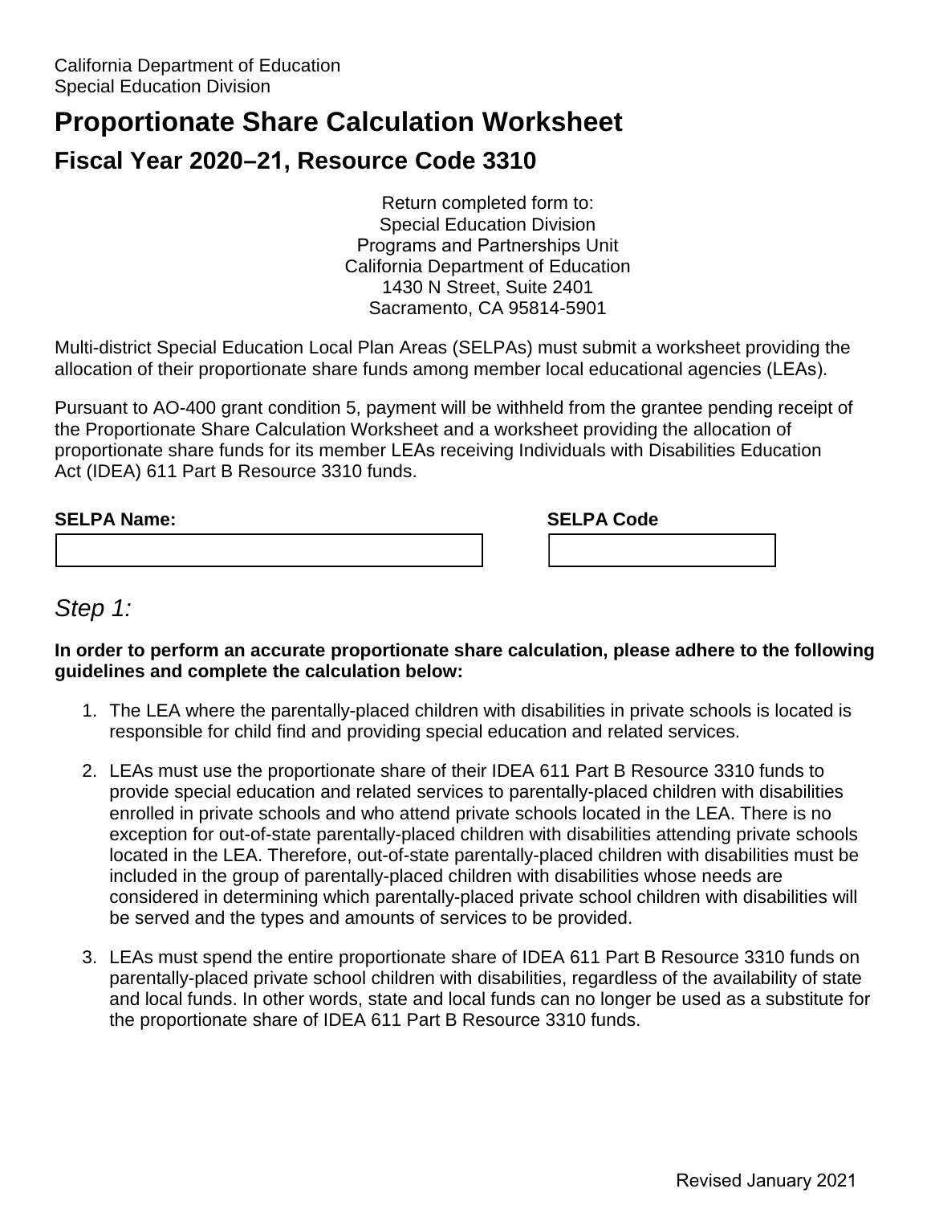California Department of Education
Special Education Division

# Proportionate Share Calculation Worksheet

## Fiscal Year 2020–21, Resource Code 3310

Return completed form to:
Special Education Division
Programs and Partnerships Unit
California Department of Education
1430 N Street, Suite 2401
Sacramento, CA 95814-5901

Multi-district Special Education Local Plan Areas (SELPAs) must submit a worksheet providing the allocation of their proportionate share funds among member local educational agencies (LEAs).

Pursuant to AO-400 grant condition 5, payment will be withheld from the grantee pending receipt of the Proportionate Share Calculation Worksheet and a worksheet providing the allocation of proportionate share funds for its member LEAs receiving Individuals with Disabilities Education Act (IDEA) 611 Part B Resource 3310 funds.

| **SELPA Name:** | **SELPA Code** |
|---|---|
| | |

## *Step 1:*

**In order to perform an accurate proportionate share calculation, please adhere to the following guidelines and complete the calculation below:**

1. The LEA where the parentally-placed children with disabilities in private schools is located is responsible for child find and providing special education and related services.
2. LEAs must use the proportionate share of their IDEA 611 Part B Resource 3310 funds to provide special education and related services to parentally-placed children with disabilities enrolled in private schools and who attend private schools located in the LEA. There is no exception for out-of-state parentally-placed children with disabilities attending private schools located in the LEA. Therefore, out-of-state parentally-placed children with disabilities must be included in the group of parentally-placed children with disabilities whose needs are considered in determining which parentally-placed private school children with disabilities will be served and the types and amounts of services to be provided.
3. LEAs must spend the entire proportionate share of IDEA 611 Part B Resource 3310 funds on parentally-placed private school children with disabilities, regardless of the availability of state and local funds. In other words, state and local funds can no longer be used as a substitute for the proportionate share of IDEA 611 Part B Resource 3310 funds.

Revised January 2021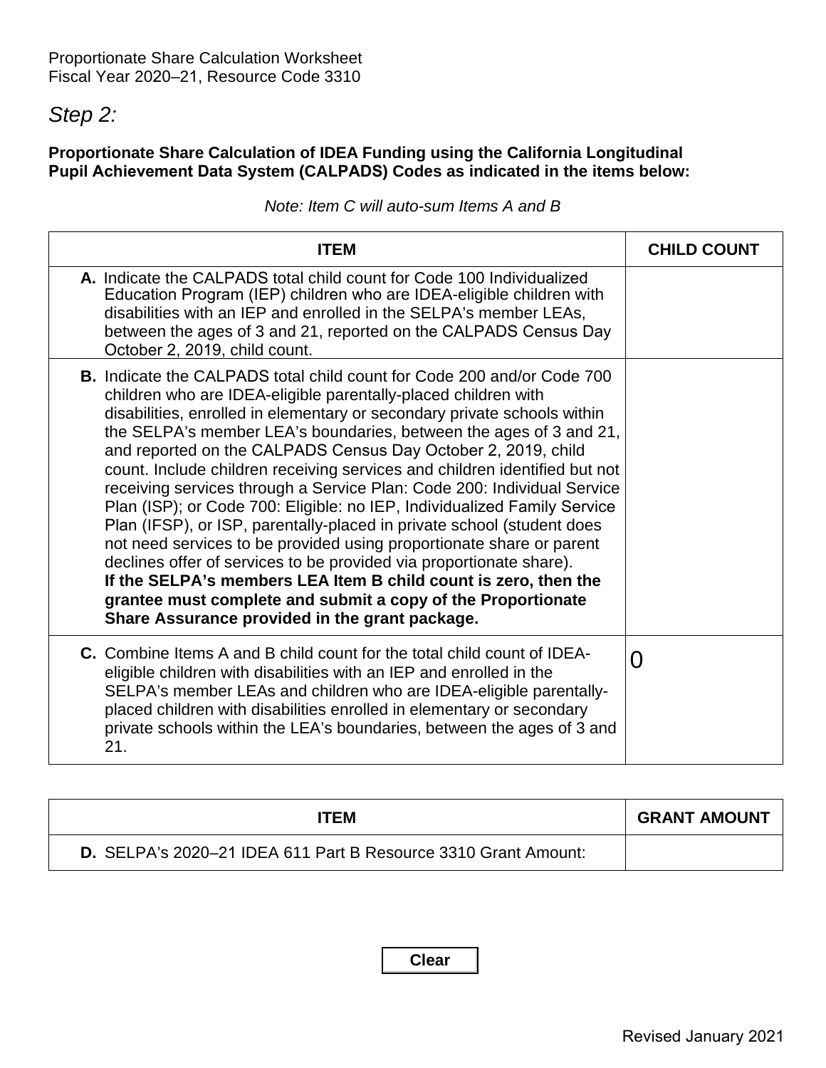Proportionate Share Calculation Worksheet
Fiscal Year 2020–21, Resource Code 3310

## *Step 2:*

**Proportionate Share Calculation of IDEA Funding using the California Longitudinal Pupil Achievement Data System (CALPADS) Codes as indicated in the items below:**

*Note: Item C will auto-sum Items A and B*

| ITEM | CHILD COUNT |
|---|---|
| **A.** Indicate the CALPADS total child count for Code 100 Individualized Education Program (IEP) children who are IDEA-eligible children with disabilities with an IEP and enrolled in the SELPA's member LEAs, between the ages of 3 and 21, reported on the CALPADS Census Day October 2, 2019, child count. | |
| **B.** Indicate the CALPADS total child count for Code 200 and/or Code 700 children who are IDEA-eligible parentally-placed children with disabilities, enrolled in elementary or secondary private schools within the SELPA's member LEA's boundaries, between the ages of 3 and 21, and reported on the CALPADS Census Day October 2, 2019, child count. Include children receiving services and children identified but not receiving services through a Service Plan: Code 200: Individual Service Plan (ISP); or Code 700: Eligible: no IEP, Individualized Family Service Plan (IFSP), or ISP, parentally-placed in private school (student does not need services to be provided using proportionate share or parent declines offer of services to be provided via proportionate share). **If the SELPA's members LEA Item B child count is zero, then the grantee must complete and submit a copy of the Proportionate Share Assurance provided in the grant package.** | |
| **C.** Combine Items A and B child count for the total child count of IDEA-eligible children with disabilities with an IEP and enrolled in the SELPA's member LEAs and children who are IDEA-eligible parentally-placed children with disabilities enrolled in elementary or secondary private schools within the LEA's boundaries, between the ages of 3 and 21. | 0 |

| ITEM | GRANT AMOUNT |
|---|---|
| **D.** SELPA's 2020–21 IDEA 611 Part B Resource 3310 Grant Amount: | |

Clear

Revised January 2021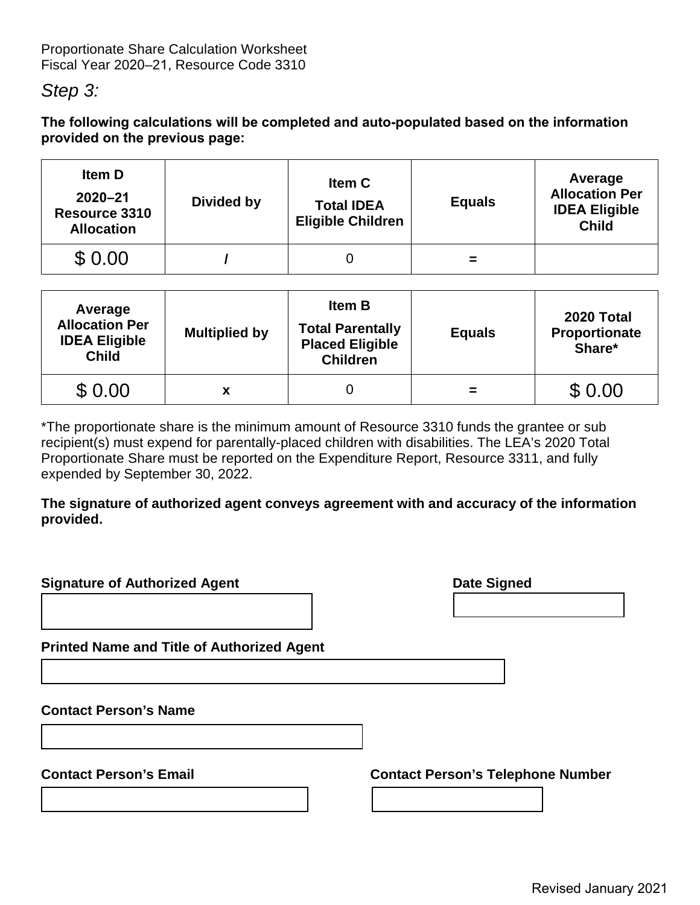Proportionate Share Calculation Worksheet
Fiscal Year 2020–21, Resource Code 3310

*Step 3:*

**The following calculations will be completed and auto-populated based on the information provided on the previous page:**

| **Item D** **2020–21 Resource 3310 Allocation** | **Divided by** | **Item C** **Total IDEA Eligible Children** | **Equals** | **Average Allocation Per IDEA Eligible Child** |
|---|---|---|---|---|
| $ 0.00 | **/** | 0 | **=** | |

| **Average Allocation Per IDEA Eligible Child** | **Multiplied by** | **Item B** **Total Parentally Placed Eligible Children** | **Equals** | **2020 Total Proportionate Share*** |
|---|---|---|---|---|
| $ 0.00 | **x** | 0 | **=** | $ 0.00 |

*The proportionate share is the minimum amount of Resource 3310 funds the grantee or sub recipient(s) must expend for parentally-placed children with disabilities. The LEA's 2020 Total Proportionate Share must be reported on the Expenditure Report, Resource 3311, and fully expended by September 30, 2022.

**The signature of authorized agent conveys agreement with and accuracy of the information provided.**

**Signature of Authorized Agent**

**Date Signed**

**Printed Name and Title of Authorized Agent**

**Contact Person's Name**

**Contact Person's Email**

**Contact Person's Telephone Number**

Revised January 2021